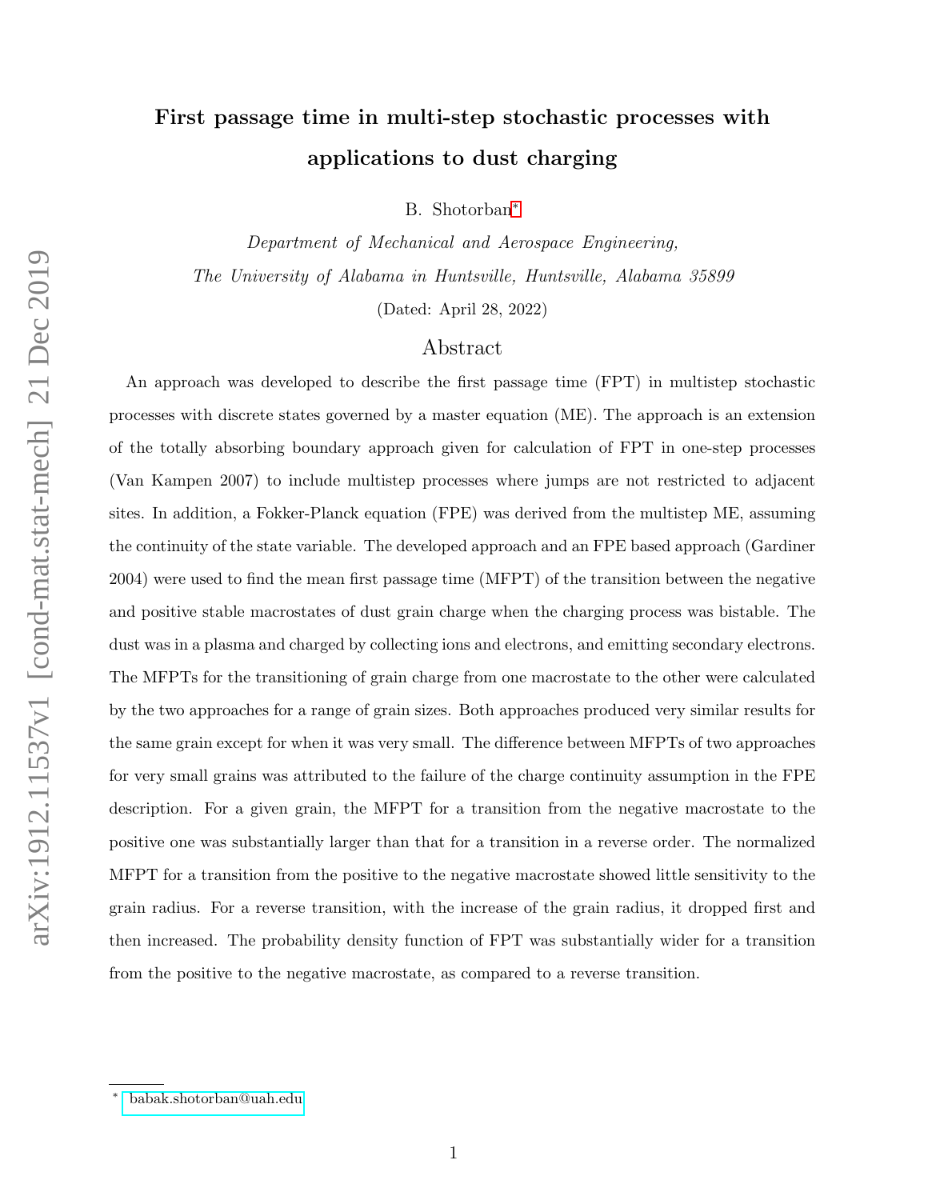# First passage time in multi-step stochastic processes with applications to dust charging

B. Shotorban*

*Department of Mechanical and Aerospace Engineering,*
*The University of Alabama in Huntsville, Huntsville, Alabama 35899*

(Dated: April 28, 2022)

## Abstract

An approach was developed to describe the first passage time (FPT) in multistep stochastic processes with discrete states governed by a master equation (ME). The approach is an extension of the totally absorbing boundary approach given for calculation of FPT in one-step processes (Van Kampen 2007) to include multistep processes where jumps are not restricted to adjacent sites. In addition, a Fokker-Planck equation (FPE) was derived from the multistep ME, assuming the continuity of the state variable. The developed approach and an FPE based approach (Gardiner 2004) were used to find the mean first passage time (MFPT) of the transition between the negative and positive stable macrostates of dust grain charge when the charging process was bistable. The dust was in a plasma and charged by collecting ions and electrons, and emitting secondary electrons. The MFPTs for the transitioning of grain charge from one macrostate to the other were calculated by the two approaches for a range of grain sizes. Both approaches produced very similar results for the same grain except for when it was very small. The difference between MFPTs of two approaches for very small grains was attributed to the failure of the charge continuity assumption in the FPE description. For a given grain, the MFPT for a transition from the negative macrostate to the positive one was substantially larger than that for a transition in a reverse order. The normalized MFPT for a transition from the positive to the negative macrostate showed little sensitivity to the grain radius. For a reverse transition, with the increase of the grain radius, it dropped first and then increased. The probability density function of FPT was substantially wider for a transition from the positive to the negative macrostate, as compared to a reverse transition.

---

* babak.shotorban@uah.edu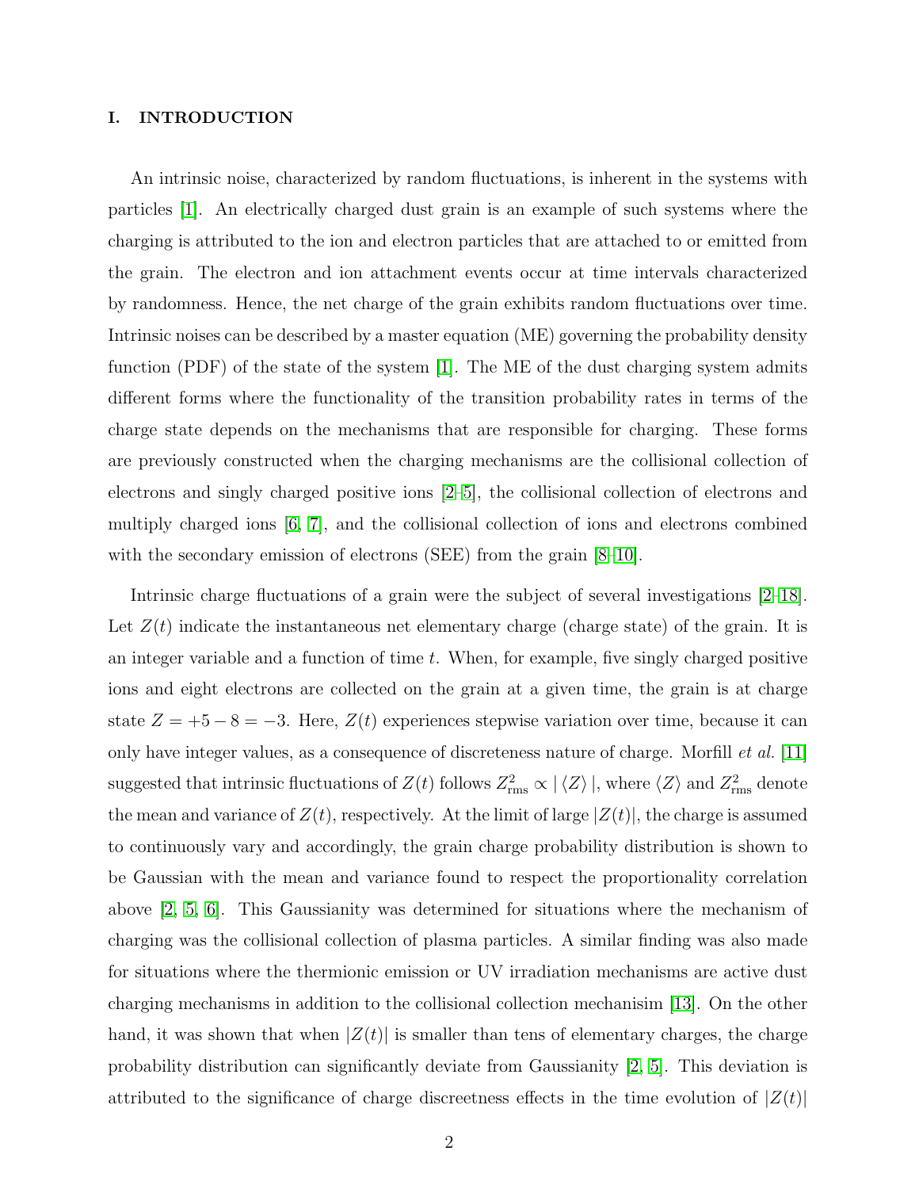## I. INTRODUCTION

An intrinsic noise, characterized by random fluctuations, is inherent in the systems with particles [1]. An electrically charged dust grain is an example of such systems where the charging is attributed to the ion and electron particles that are attached to or emitted from the grain. The electron and ion attachment events occur at time intervals characterized by randomness. Hence, the net charge of the grain exhibits random fluctuations over time. Intrinsic noises can be described by a master equation (ME) governing the probability density function (PDF) of the state of the system [1]. The ME of the dust charging system admits different forms where the functionality of the transition probability rates in terms of the charge state depends on the mechanisms that are responsible for charging. These forms are previously constructed when the charging mechanisms are the collisional collection of electrons and singly charged positive ions [2–5], the collisional collection of electrons and multiply charged ions [6, 7], and the collisional collection of ions and electrons combined with the secondary emission of electrons (SEE) from the grain [8–10].

Intrinsic charge fluctuations of a grain were the subject of several investigations [2–18]. Let $Z(t)$ indicate the instantaneous net elementary charge (charge state) of the grain. It is an integer variable and a function of time $t$. When, for example, five singly charged positive ions and eight electrons are collected on the grain at a given time, the grain is at charge state $Z = +5 - 8 = -3$. Here, $Z(t)$ experiences stepwise variation over time, because it can only have integer values, as a consequence of discreteness nature of charge. Morfill *et al.* [11] suggested that intrinsic fluctuations of $Z(t)$ follows $Z^2_{\rm rms} \propto |\langle Z\rangle|$, where $\langle Z\rangle$ and $Z^2_{\rm rms}$ denote the mean and variance of $Z(t)$, respectively. At the limit of large $|Z(t)|$, the charge is assumed to continuously vary and accordingly, the grain charge probability distribution is shown to be Gaussian with the mean and variance found to respect the proportionality correlation above [2, 5, 6]. This Gaussianity was determined for situations where the mechanism of charging was the collisional collection of plasma particles. A similar finding was also made for situations where the thermionic emission or UV irradiation mechanisms are active dust charging mechanisms in addition to the collisional collection mechanisim [13]. On the other hand, it was shown that when $|Z(t)|$ is smaller than tens of elementary charges, the charge probability distribution can significantly deviate from Gaussianity [2, 5]. This deviation is attributed to the significance of charge discreetness effects in the time evolution of $|Z(t)|$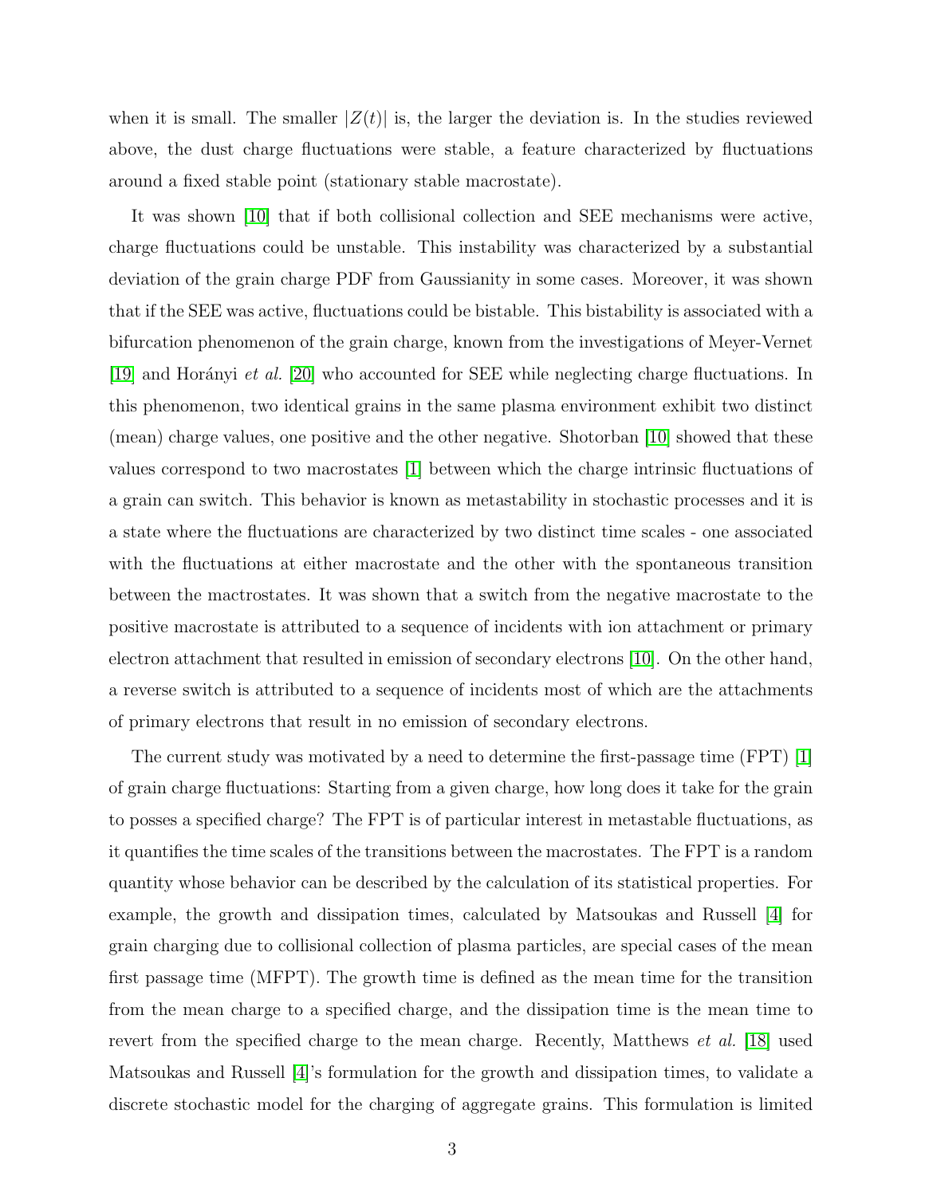when it is small. The smaller $|Z(t)|$ is, the larger the deviation is. In the studies reviewed above, the dust charge fluctuations were stable, a feature characterized by fluctuations around a fixed stable point (stationary stable macrostate).

It was shown [10] that if both collisional collection and SEE mechanisms were active, charge fluctuations could be unstable. This instability was characterized by a substantial deviation of the grain charge PDF from Gaussianity in some cases. Moreover, it was shown that if the SEE was active, fluctuations could be bistable. This bistability is associated with a bifurcation phenomenon of the grain charge, known from the investigations of Meyer-Vernet [19] and Horányi *et al.* [20] who accounted for SEE while neglecting charge fluctuations. In this phenomenon, two identical grains in the same plasma environment exhibit two distinct (mean) charge values, one positive and the other negative. Shotorban [10] showed that these values correspond to two macrostates [1] between which the charge intrinsic fluctuations of a grain can switch. This behavior is known as metastability in stochastic processes and it is a state where the fluctuations are characterized by two distinct time scales - one associated with the fluctuations at either macrostate and the other with the spontaneous transition between the mactrostates. It was shown that a switch from the negative macrostate to the positive macrostate is attributed to a sequence of incidents with ion attachment or primary electron attachment that resulted in emission of secondary electrons [10]. On the other hand, a reverse switch is attributed to a sequence of incidents most of which are the attachments of primary electrons that result in no emission of secondary electrons.

The current study was motivated by a need to determine the first-passage time (FPT) [1] of grain charge fluctuations: Starting from a given charge, how long does it take for the grain to posses a specified charge? The FPT is of particular interest in metastable fluctuations, as it quantifies the time scales of the transitions between the macrostates. The FPT is a random quantity whose behavior can be described by the calculation of its statistical properties. For example, the growth and dissipation times, calculated by Matsoukas and Russell [4] for grain charging due to collisional collection of plasma particles, are special cases of the mean first passage time (MFPT). The growth time is defined as the mean time for the transition from the mean charge to a specified charge, and the dissipation time is the mean time to revert from the specified charge to the mean charge. Recently, Matthews *et al.* [18] used Matsoukas and Russell [4]'s formulation for the growth and dissipation times, to validate a discrete stochastic model for the charging of aggregate grains. This formulation is limited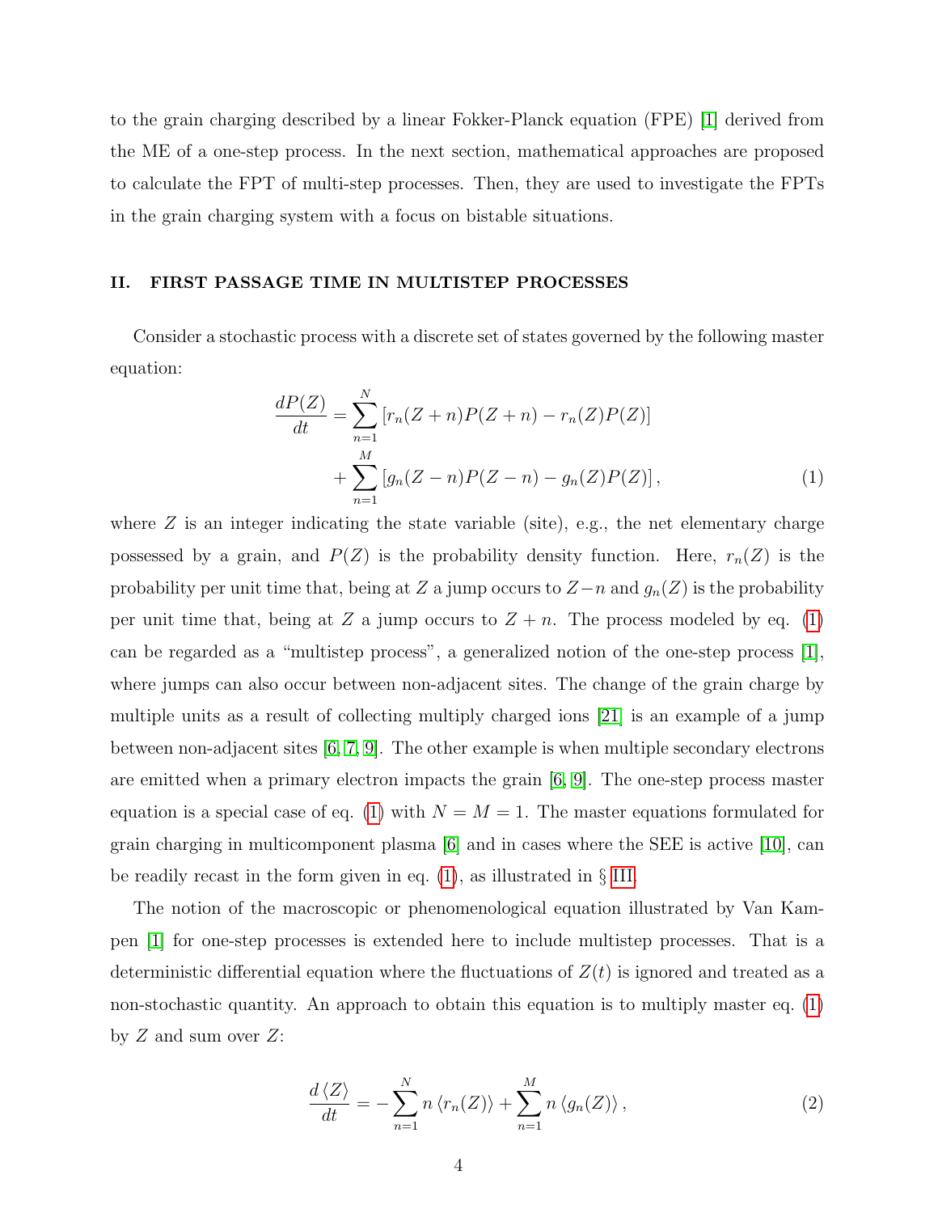to the grain charging described by a linear Fokker-Planck equation (FPE) [1] derived from the ME of a one-step process. In the next section, mathematical approaches are proposed to calculate the FPT of multi-step processes. Then, they are used to investigate the FPTs in the grain charging system with a focus on bistable situations.

## II. FIRST PASSAGE TIME IN MULTISTEP PROCESSES

Consider a stochastic process with a discrete set of states governed by the following master equation:

$$\frac{dP(Z)}{dt} = \sum_{n=1}^{N} \left[ r_n(Z+n)P(Z+n) - r_n(Z)P(Z) \right] + \sum_{n=1}^{M} \left[ g_n(Z-n)P(Z-n) - g_n(Z)P(Z) \right], \tag{1}$$

where $Z$ is an integer indicating the state variable (site), e.g., the net elementary charge possessed by a grain, and $P(Z)$ is the probability density function. Here, $r_n(Z)$ is the probability per unit time that, being at $Z$ a jump occurs to $Z-n$ and $g_n(Z)$ is the probability per unit time that, being at $Z$ a jump occurs to $Z+n$. The process modeled by eq. (1) can be regarded as a "multistep process", a generalized notion of the one-step process [1], where jumps can also occur between non-adjacent sites. The change of the grain charge by multiple units as a result of collecting multiply charged ions [21] is an example of a jump between non-adjacent sites [6, 7, 9]. The other example is when multiple secondary electrons are emitted when a primary electron impacts the grain [6, 9]. The one-step process master equation is a special case of eq. (1) with $N = M = 1$. The master equations formulated for grain charging in multicomponent plasma [6] and in cases where the SEE is active [10], can be readily recast in the form given in eq. (1), as illustrated in § III.

The notion of the macroscopic or phenomenological equation illustrated by Van Kampen [1] for one-step processes is extended here to include multistep processes. That is a deterministic differential equation where the fluctuations of $Z(t)$ is ignored and treated as a non-stochastic quantity. An approach to obtain this equation is to multiply master eq. (1) by $Z$ and sum over $Z$:

$$\frac{d\langle Z\rangle}{dt} = -\sum_{n=1}^{N} n \langle r_n(Z)\rangle + \sum_{n=1}^{M} n \langle g_n(Z)\rangle, \tag{2}$$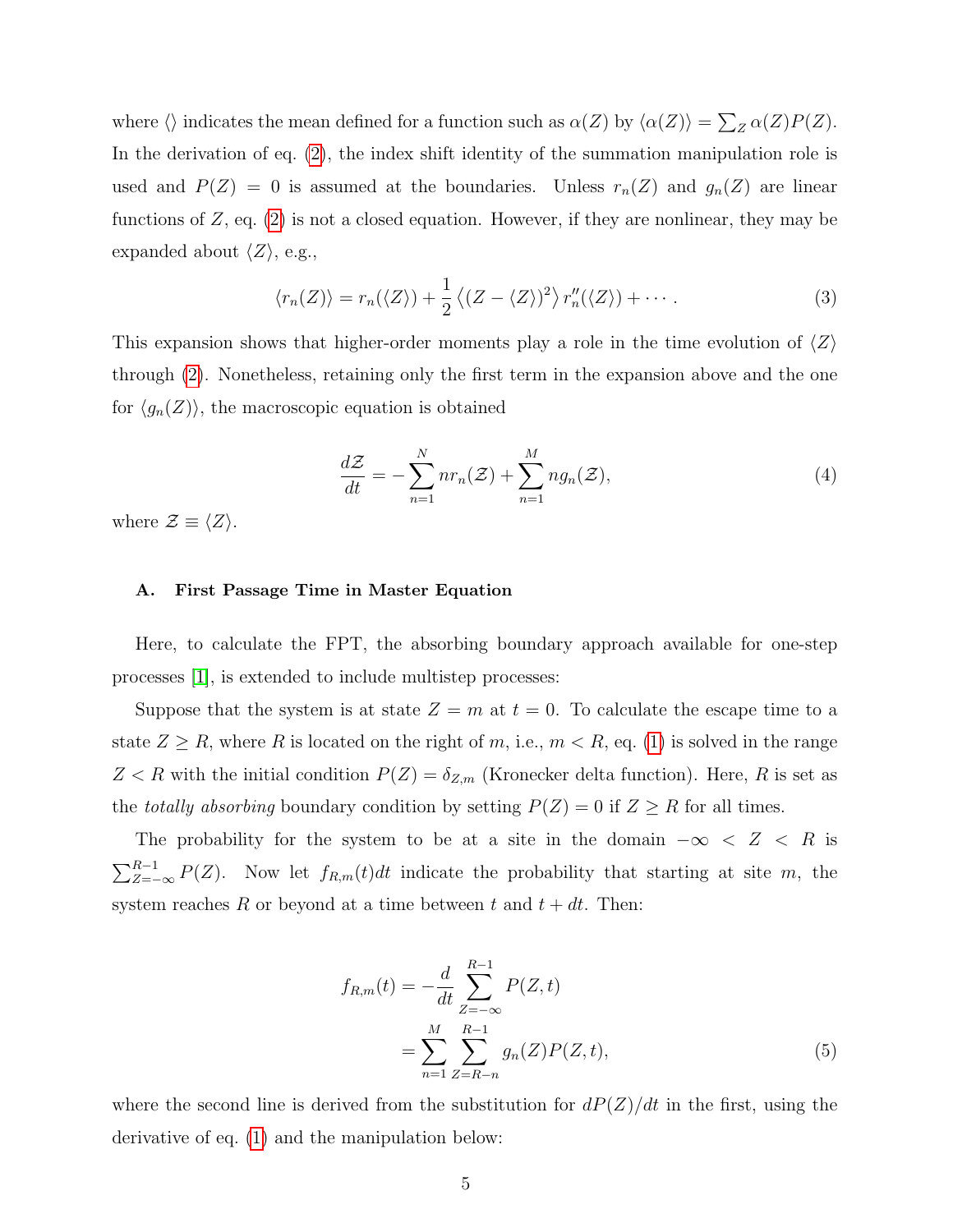where $\langle\rangle$ indicates the mean defined for a function such as $\alpha(Z)$ by $\langle \alpha(Z) \rangle = \sum_Z \alpha(Z) P(Z)$. In the derivation of eq. (2), the index shift identity of the summation manipulation role is used and $P(Z) = 0$ is assumed at the boundaries. Unless $r_n(Z)$ and $g_n(Z)$ are linear functions of $Z$, eq. (2) is not a closed equation. However, if they are nonlinear, they may be expanded about $\langle Z \rangle$, e.g.,

$$\langle r_n(Z) \rangle = r_n(\langle Z \rangle) + \frac{1}{2} \left\langle (Z - \langle Z \rangle)^2 \right\rangle r_n''(\langle Z \rangle) + \cdots . \tag{3}$$

This expansion shows that higher-order moments play a role in the time evolution of $\langle Z \rangle$ through (2). Nonetheless, retaining only the first term in the expansion above and the one for $\langle g_n(Z) \rangle$, the macroscopic equation is obtained

$$\frac{d\mathcal{Z}}{dt} = -\sum_{n=1}^{N} n r_n(\mathcal{Z}) + \sum_{n=1}^{M} n g_n(\mathcal{Z}), \tag{4}$$

where $\mathcal{Z} \equiv \langle Z \rangle$.

### A. First Passage Time in Master Equation

Here, to calculate the FPT, the absorbing boundary approach available for one-step processes [1], is extended to include multistep processes:

Suppose that the system is at state $Z = m$ at $t = 0$. To calculate the escape time to a state $Z \geq R$, where $R$ is located on the right of $m$, i.e., $m < R$, eq. (1) is solved in the range $Z < R$ with the initial condition $P(Z) = \delta_{Z,m}$ (Kronecker delta function). Here, $R$ is set as the *totally absorbing* boundary condition by setting $P(Z) = 0$ if $Z \geq R$ for all times.

The probability for the system to be at a site in the domain $-\infty < Z < R$ is $\sum_{Z=-\infty}^{R-1} P(Z)$. Now let $f_{R,m}(t)dt$ indicate the probability that starting at site $m$, the system reaches $R$ or beyond at a time between $t$ and $t + dt$. Then:

$$\begin{aligned} f_{R,m}(t) &= -\frac{d}{dt} \sum_{Z=-\infty}^{R-1} P(Z,t) \\ &= \sum_{n=1}^{M} \sum_{Z=R-n}^{R-1} g_n(Z) P(Z,t), \end{aligned} \tag{5}$$

where the second line is derived from the substitution for $dP(Z)/dt$ in the first, using the derivative of eq. (1) and the manipulation below: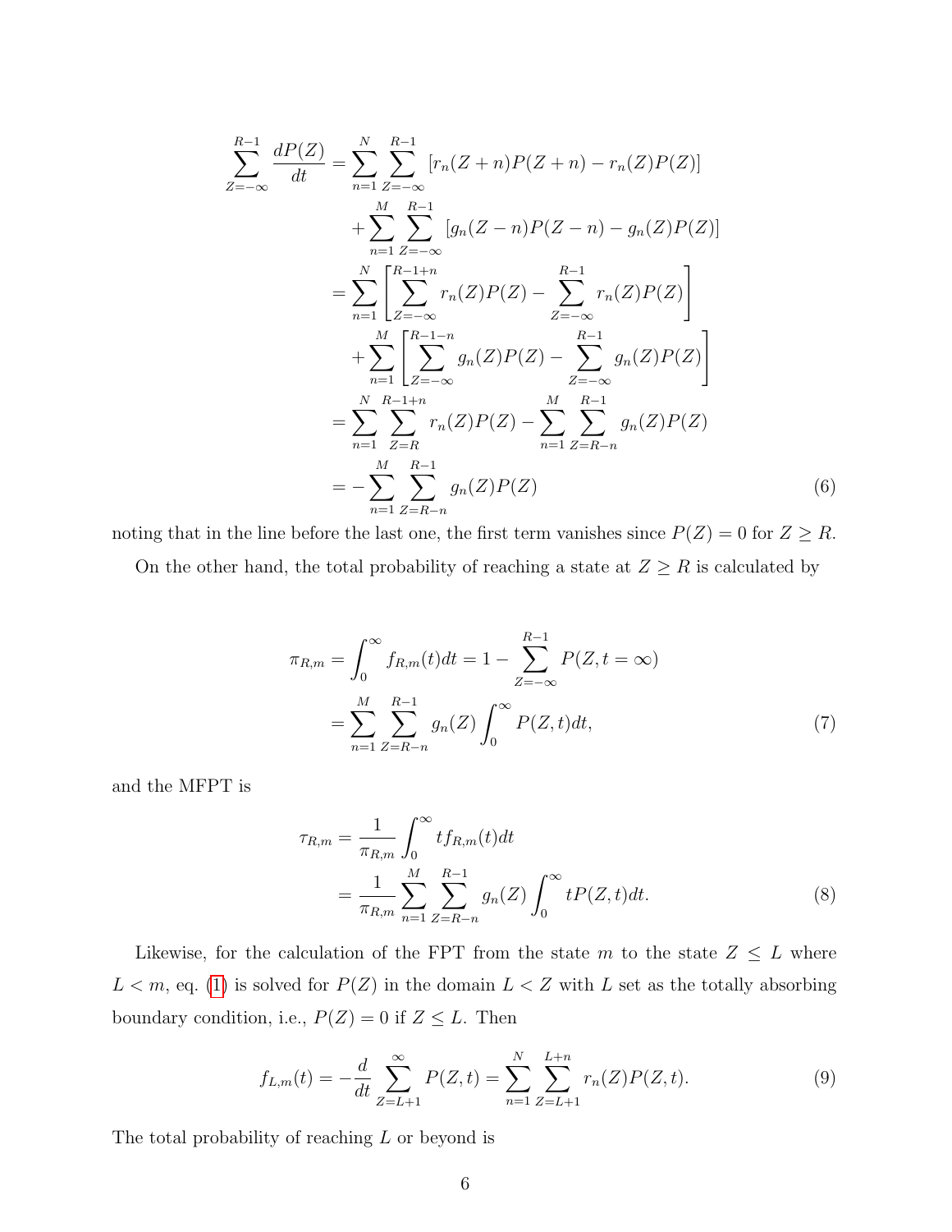$$
\begin{aligned}
\sum_{Z=-\infty}^{R-1} \frac{dP(Z)}{dt} &= \sum_{n=1}^{N} \sum_{Z=-\infty}^{R-1} \left[ r_n(Z+n)P(Z+n) - r_n(Z)P(Z) \right] \\
&\quad + \sum_{n=1}^{M} \sum_{Z=-\infty}^{R-1} \left[ g_n(Z-n)P(Z-n) - g_n(Z)P(Z) \right] \\
&= \sum_{n=1}^{N} \left[ \sum_{Z=-\infty}^{R-1+n} r_n(Z)P(Z) - \sum_{Z=-\infty}^{R-1} r_n(Z)P(Z) \right] \\
&\quad + \sum_{n=1}^{M} \left[ \sum_{Z=-\infty}^{R-1-n} g_n(Z)P(Z) - \sum_{Z=-\infty}^{R-1} g_n(Z)P(Z) \right] \\
&= \sum_{n=1}^{N} \sum_{Z=R}^{R-1+n} r_n(Z)P(Z) - \sum_{n=1}^{M} \sum_{Z=R-n}^{R-1} g_n(Z)P(Z) \\
&= -\sum_{n=1}^{M} \sum_{Z=R-n}^{R-1} g_n(Z)P(Z)
\end{aligned} \tag{6}
$$

noting that in the line before the last one, the first term vanishes since $P(Z) = 0$ for $Z \geq R$.

On the other hand, the total probability of reaching a state at $Z \geq R$ is calculated by

$$
\begin{aligned}
\pi_{R,m} &= \int_0^{\infty} f_{R,m}(t)dt = 1 - \sum_{Z=-\infty}^{R-1} P(Z, t=\infty) \\
&= \sum_{n=1}^{M} \sum_{Z=R-n}^{R-1} g_n(Z) \int_0^{\infty} P(Z,t)dt,
\end{aligned} \tag{7}
$$

and the MFPT is

$$
\begin{aligned}
\tau_{R,m} &= \frac{1}{\pi_{R,m}} \int_0^{\infty} t f_{R,m}(t)dt \\
&= \frac{1}{\pi_{R,m}} \sum_{n=1}^{M} \sum_{Z=R-n}^{R-1} g_n(Z) \int_0^{\infty} tP(Z,t)dt.
\end{aligned} \tag{8}
$$

Likewise, for the calculation of the FPT from the state $m$ to the state $Z \leq L$ where $L < m$, eq. (1) is solved for $P(Z)$ in the domain $L < Z$ with $L$ set as the totally absorbing boundary condition, i.e., $P(Z) = 0$ if $Z \leq L$. Then

$$
f_{L,m}(t) = -\frac{d}{dt} \sum_{Z=L+1}^{\infty} P(Z,t) = \sum_{n=1}^{N} \sum_{Z=L+1}^{L+n} r_n(Z)P(Z,t). \tag{9}
$$

The total probability of reaching $L$ or beyond is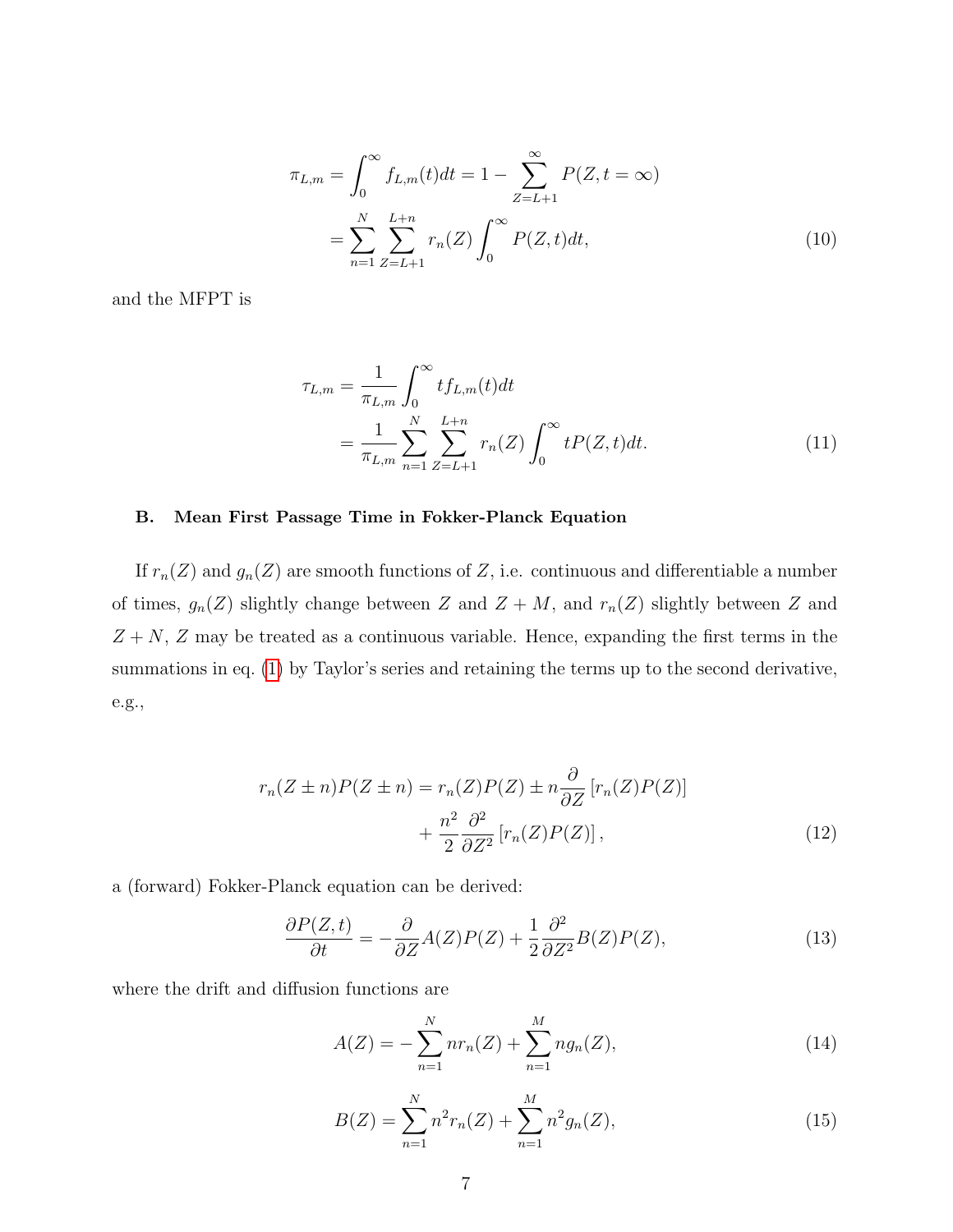$$\pi_{L,m} = \int_0^\infty f_{L,m}(t)dt = 1 - \sum_{Z=L+1}^{\infty} P(Z, t = \infty)$$
$$= \sum_{n=1}^{N} \sum_{Z=L+1}^{L+n} r_n(Z) \int_0^\infty P(Z, t)dt, \tag{10}$$

and the MFPT is

$$\tau_{L,m} = \frac{1}{\pi_{L,m}} \int_0^\infty t f_{L,m}(t)dt$$
$$= \frac{1}{\pi_{L,m}} \sum_{n=1}^{N} \sum_{Z=L+1}^{L+n} r_n(Z) \int_0^\infty tP(Z, t)dt. \tag{11}$$

### B. Mean First Passage Time in Fokker-Planck Equation

If $r_n(Z)$ and $g_n(Z)$ are smooth functions of $Z$, i.e. continuous and differentiable a number of times, $g_n(Z)$ slightly change between $Z$ and $Z + M$, and $r_n(Z)$ slightly between $Z$ and $Z + N$, $Z$ may be treated as a continuous variable. Hence, expanding the first terms in the summations in eq. (1) by Taylor's series and retaining the terms up to the second derivative, e.g.,

$$r_n(Z \pm n)P(Z \pm n) = r_n(Z)P(Z) \pm n\frac{\partial}{\partial Z}\left[r_n(Z)P(Z)\right]$$
$$+ \frac{n^2}{2}\frac{\partial^2}{\partial Z^2}\left[r_n(Z)P(Z)\right], \tag{12}$$

a (forward) Fokker-Planck equation can be derived:

$$\frac{\partial P(Z, t)}{\partial t} = -\frac{\partial}{\partial Z}A(Z)P(Z) + \frac{1}{2}\frac{\partial^2}{\partial Z^2}B(Z)P(Z), \tag{13}$$

where the drift and diffusion functions are

$$A(Z) = -\sum_{n=1}^{N} nr_n(Z) + \sum_{n=1}^{M} ng_n(Z), \tag{14}$$

$$B(Z) = \sum_{n=1}^{N} n^2 r_n(Z) + \sum_{n=1}^{M} n^2 g_n(Z), \tag{15}$$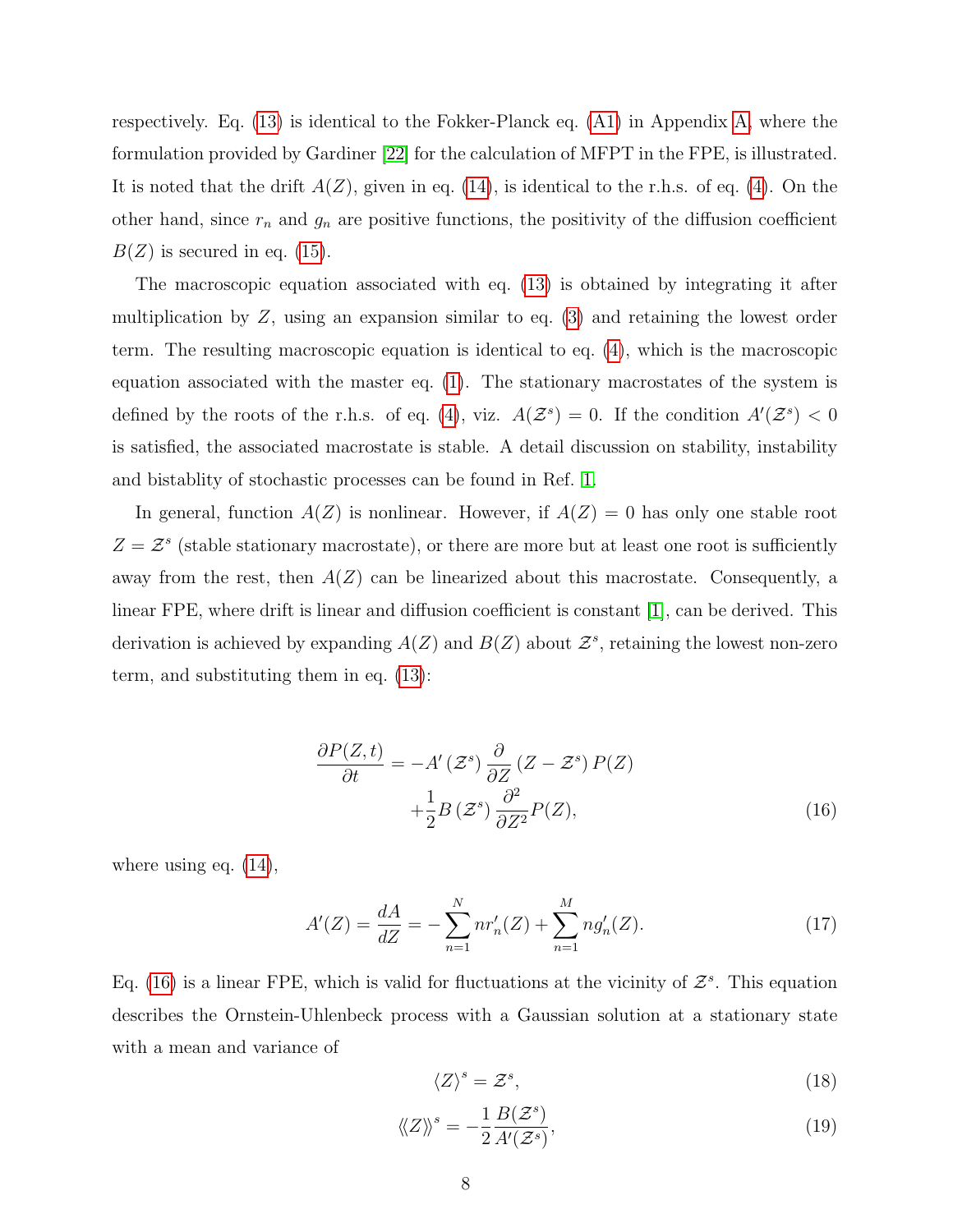respectively. Eq. (13) is identical to the Fokker-Planck eq. (A1) in Appendix A, where the formulation provided by Gardiner [22] for the calculation of MFPT in the FPE, is illustrated. It is noted that the drift $A(Z)$, given in eq. (14), is identical to the r.h.s. of eq. (4). On the other hand, since $r_n$ and $g_n$ are positive functions, the positivity of the diffusion coefficient $B(Z)$ is secured in eq. (15).

The macroscopic equation associated with eq. (13) is obtained by integrating it after multiplication by $Z$, using an expansion similar to eq. (3) and retaining the lowest order term. The resulting macroscopic equation is identical to eq. (4), which is the macroscopic equation associated with the master eq. (1). The stationary macrostates of the system is defined by the roots of the r.h.s. of eq. (4), viz. $A(\mathcal{Z}^s) = 0$. If the condition $A'(\mathcal{Z}^s) < 0$ is satisfied, the associated macrostate is stable. A detail discussion on stability, instability and bistablity of stochastic processes can be found in Ref. 1.

In general, function $A(Z)$ is nonlinear. However, if $A(Z) = 0$ has only one stable root $Z = \mathcal{Z}^s$ (stable stationary macrostate), or there are more but at least one root is sufficiently away from the rest, then $A(Z)$ can be linearized about this macrostate. Consequently, a linear FPE, where drift is linear and diffusion coefficient is constant [1], can be derived. This derivation is achieved by expanding $A(Z)$ and $B(Z)$ about $\mathcal{Z}^s$, retaining the lowest non-zero term, and substituting them in eq. (13):

$$\frac{\partial P(Z,t)}{\partial t} = -A'\left(\mathcal{Z}^s\right)\frac{\partial}{\partial Z}\left(Z - \mathcal{Z}^s\right)P(Z) + \frac{1}{2}B\left(\mathcal{Z}^s\right)\frac{\partial^2}{\partial Z^2}P(Z), \tag{16}$$

where using eq. (14),

$$A'(Z) = \frac{dA}{dZ} = -\sum_{n=1}^{N} n r_n'(Z) + \sum_{n=1}^{M} n g_n'(Z). \tag{17}$$

Eq. (16) is a linear FPE, which is valid for fluctuations at the vicinity of $\mathcal{Z}^s$. This equation describes the Ornstein-Uhlenbeck process with a Gaussian solution at a stationary state with a mean and variance of

$$\langle Z \rangle^s = \mathcal{Z}^s, \tag{18}$$

$$\langle\langle Z \rangle\rangle^s = -\frac{1}{2}\frac{B(\mathcal{Z}^s)}{A'(\mathcal{Z}^s)}, \tag{19}$$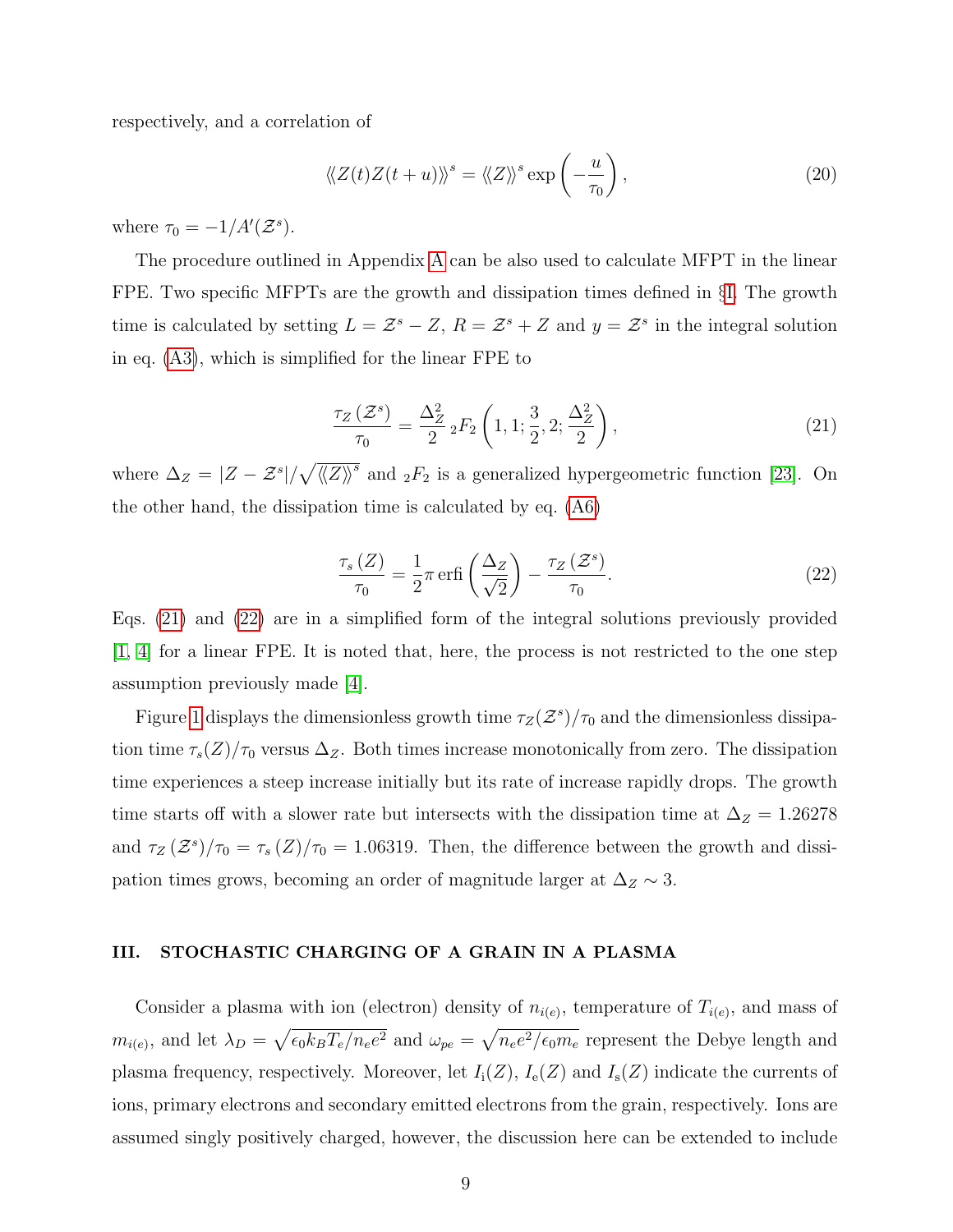respectively, and a correlation of

$$\langle\langle Z(t)Z(t+u)\rangle\rangle^s = \langle\langle Z\rangle\rangle^s \exp\left(-\frac{u}{\tau_0}\right), \tag{20}$$

where $\tau_0 = -1/A'(\mathcal{Z}^s)$.

The procedure outlined in Appendix A can be also used to calculate MFPT in the linear FPE. Two specific MFPTs are the growth and dissipation times defined in §I. The growth time is calculated by setting $L = \mathcal{Z}^s - Z$, $R = \mathcal{Z}^s + Z$ and $y = \mathcal{Z}^s$ in the integral solution in eq. (A3), which is simplified for the linear FPE to

$$\frac{\tau_Z\left(\mathcal{Z}^s\right)}{\tau_0} = \frac{\Delta_Z^2}{2}\,{}_2F_2\left(1, 1; \frac{3}{2}, 2; \frac{\Delta_Z^2}{2}\right), \tag{21}$$

where $\Delta_Z = |Z - \mathcal{Z}^s|/\sqrt{\langle\langle Z\rangle\rangle^s}$ and ${}_2F_2$ is a generalized hypergeometric function [23]. On the other hand, the dissipation time is calculated by eq. (A6)

$$\frac{\tau_s\left(Z\right)}{\tau_0} = \frac{1}{2}\pi\,\mathrm{erfi}\left(\frac{\Delta_Z}{\sqrt{2}}\right) - \frac{\tau_Z\left(\mathcal{Z}^s\right)}{\tau_0}. \tag{22}$$

Eqs. (21) and (22) are in a simplified form of the integral solutions previously provided [1, 4] for a linear FPE. It is noted that, here, the process is not restricted to the one step assumption previously made [4].

Figure 1 displays the dimensionless growth time $\tau_Z(\mathcal{Z}^s)/\tau_0$ and the dimensionless dissipation time $\tau_s(Z)/\tau_0$ versus $\Delta_Z$. Both times increase monotonically from zero. The dissipation time experiences a steep increase initially but its rate of increase rapidly drops. The growth time starts off with a slower rate but intersects with the dissipation time at $\Delta_Z = 1.26278$ and $\tau_Z\left(\mathcal{Z}^s\right)/\tau_0 = \tau_s\left(Z\right)/\tau_0 = 1.06319$. Then, the difference between the growth and dissipation times grows, becoming an order of magnitude larger at $\Delta_Z \sim 3$.

## III. STOCHASTIC CHARGING OF A GRAIN IN A PLASMA

Consider a plasma with ion (electron) density of $n_{i(e)}$, temperature of $T_{i(e)}$, and mass of $m_{i(e)}$, and let $\lambda_D = \sqrt{\epsilon_0 k_B T_e/n_e e^2}$ and $\omega_{pe} = \sqrt{n_e e^2/\epsilon_0 m_e}$ represent the Debye length and plasma frequency, respectively. Moreover, let $I_{\mathrm{i}}(Z)$, $I_{\mathrm{e}}(Z)$ and $I_{\mathrm{s}}(Z)$ indicate the currents of ions, primary electrons and secondary emitted electrons from the grain, respectively. Ions are assumed singly positively charged, however, the discussion here can be extended to include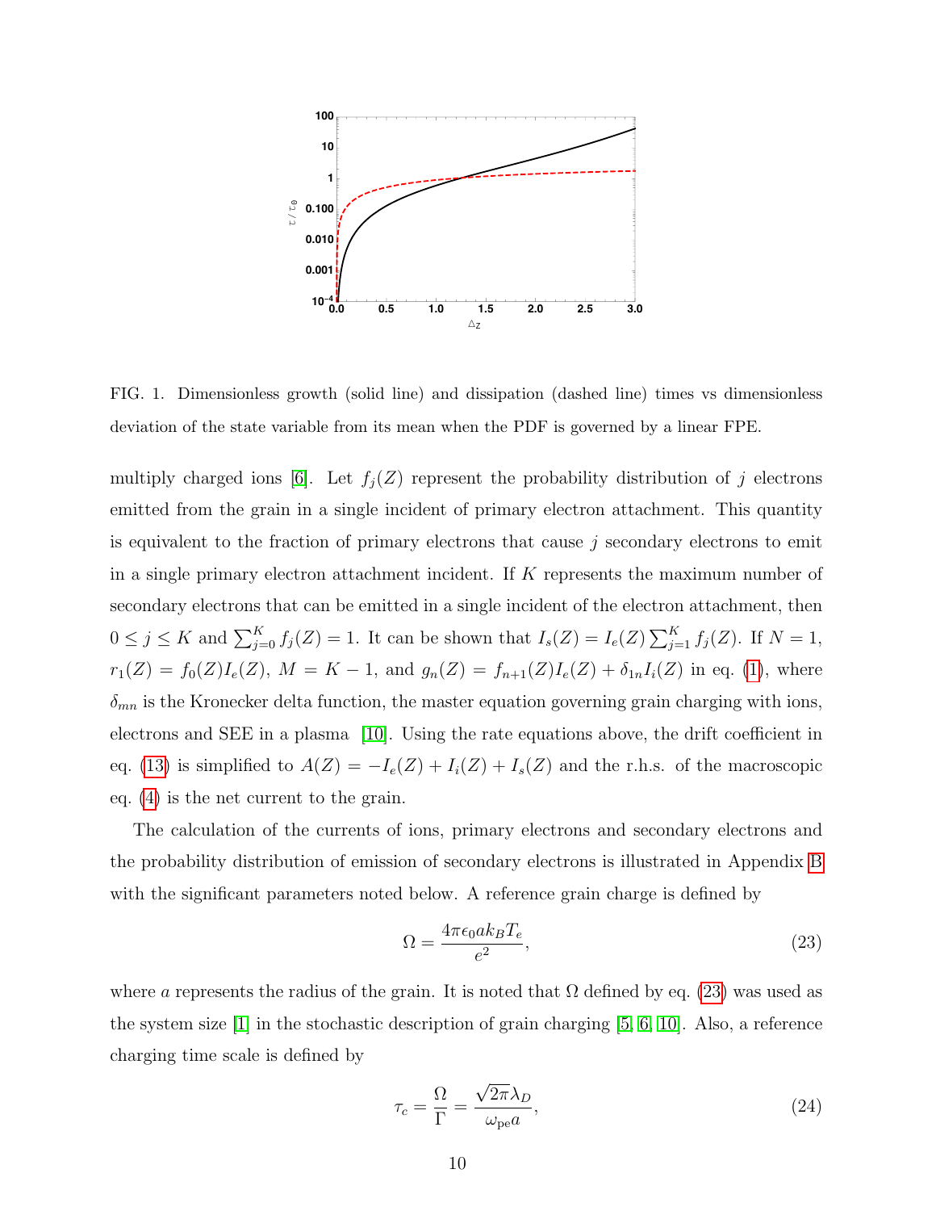FIG. 1. Dimensionless growth (solid line) and dissipation (dashed line) times vs dimensionless deviation of the state variable from its mean when the PDF is governed by a linear FPE.

multiply charged ions [6]. Let $f_j(Z)$ represent the probability distribution of $j$ electrons emitted from the grain in a single incident of primary electron attachment. This quantity is equivalent to the fraction of primary electrons that cause $j$ secondary electrons to emit in a single primary electron attachment incident. If $K$ represents the maximum number of secondary electrons that can be emitted in a single incident of the electron attachment, then $0 \leq j \leq K$ and $\sum_{j=0}^{K} f_j(Z) = 1$. It can be shown that $I_s(Z) = I_e(Z) \sum_{j=1}^{K} f_j(Z)$. If $N = 1$, $r_1(Z) = f_0(Z) I_e(Z)$, $M = K - 1$, and $g_n(Z) = f_{n+1}(Z) I_e(Z) + \delta_{1n} I_i(Z)$ in eq. (1), where $\delta_{mn}$ is the Kronecker delta function, the master equation governing grain charging with ions, electrons and SEE in a plasma [10]. Using the rate equations above, the drift coefficient in eq. (13) is simplified to $A(Z) = -I_e(Z) + I_i(Z) + I_s(Z)$ and the r.h.s. of the macroscopic eq. (4) is the net current to the grain.

The calculation of the currents of ions, primary electrons and secondary electrons and the probability distribution of emission of secondary electrons is illustrated in Appendix B with the significant parameters noted below. A reference grain charge is defined by

$$\Omega = \frac{4\pi\epsilon_0 a k_B T_e}{e^2}, \tag{23}$$

where $a$ represents the radius of the grain. It is noted that $\Omega$ defined by eq. (23) was used as the system size [1] in the stochastic description of grain charging [5, 6, 10]. Also, a reference charging time scale is defined by

$$\tau_c = \frac{\Omega}{\Gamma} = \frac{\sqrt{2\pi}\lambda_D}{\omega_{\rm pe} a}, \tag{24}$$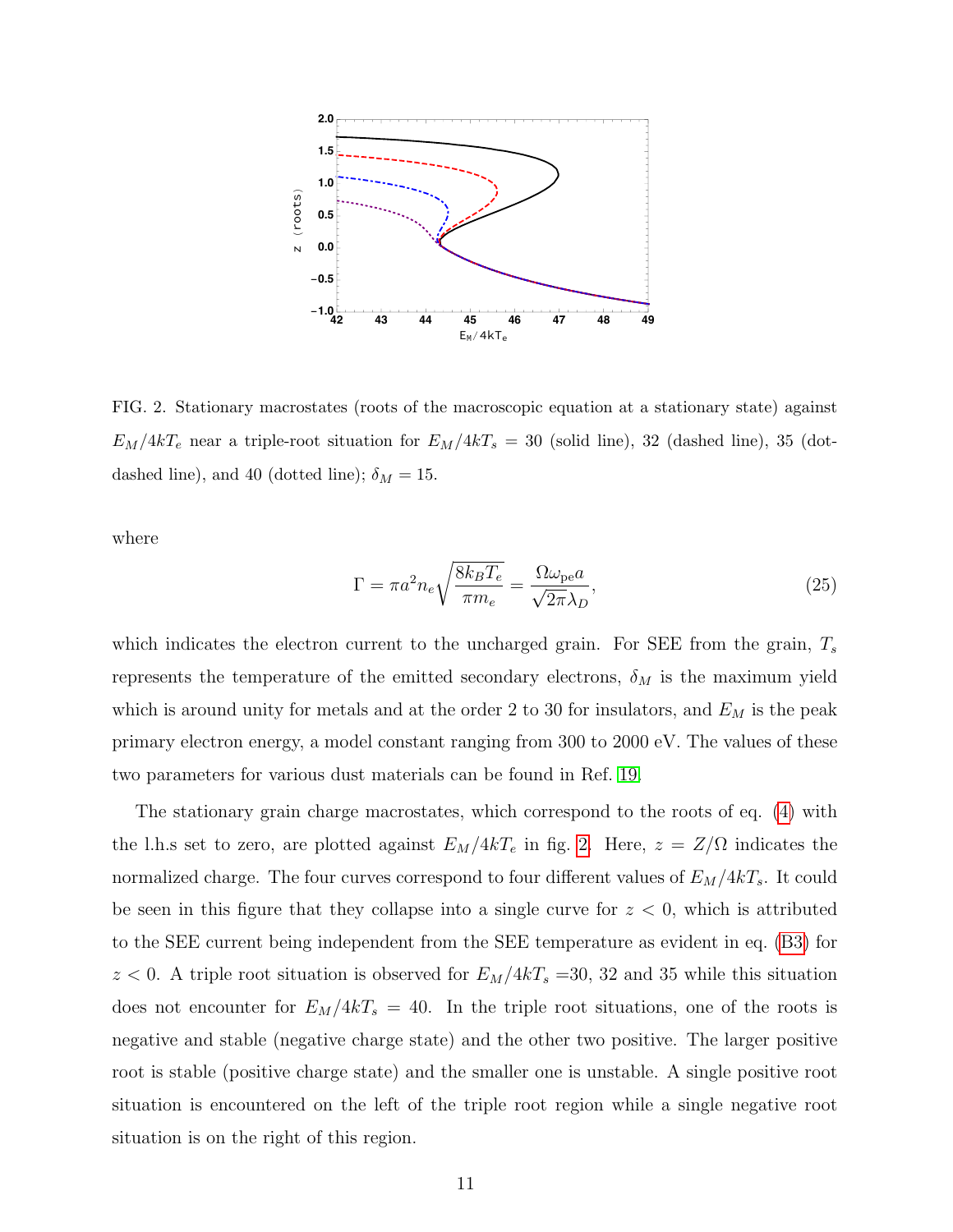FIG. 2. Stationary macrostates (roots of the macroscopic equation at a stationary state) against $E_M/4kT_e$ near a triple-root situation for $E_M/4kT_s = 30$ (solid line), 32 (dashed line), 35 (dot-dashed line), and 40 (dotted line); $\delta_M = 15$.

where

$$\Gamma = \pi a^2 n_e \sqrt{\frac{8k_B T_e}{\pi m_e}} = \frac{\Omega \omega_{\rm pe} a}{\sqrt{2\pi}\lambda_D}, \tag{25}$$

which indicates the electron current to the uncharged grain. For SEE from the grain, $T_s$ represents the temperature of the emitted secondary electrons, $\delta_M$ is the maximum yield which is around unity for metals and at the order 2 to 30 for insulators, and $E_M$ is the peak primary electron energy, a model constant ranging from 300 to 2000 eV. The values of these two parameters for various dust materials can be found in Ref. 19.

The stationary grain charge macrostates, which correspond to the roots of eq. (4) with the l.h.s set to zero, are plotted against $E_M/4kT_e$ in fig. 2. Here, $z = Z/\Omega$ indicates the normalized charge. The four curves correspond to four different values of $E_M/4kT_s$. It could be seen in this figure that they collapse into a single curve for $z < 0$, which is attributed to the SEE current being independent from the SEE temperature as evident in eq. (B3) for $z < 0$. A triple root situation is observed for $E_M/4kT_s$ =30, 32 and 35 while this situation does not encounter for $E_M/4kT_s = 40$. In the triple root situations, one of the roots is negative and stable (negative charge state) and the other two positive. The larger positive root is stable (positive charge state) and the smaller one is unstable. A single positive root situation is encountered on the left of the triple root region while a single negative root situation is on the right of this region.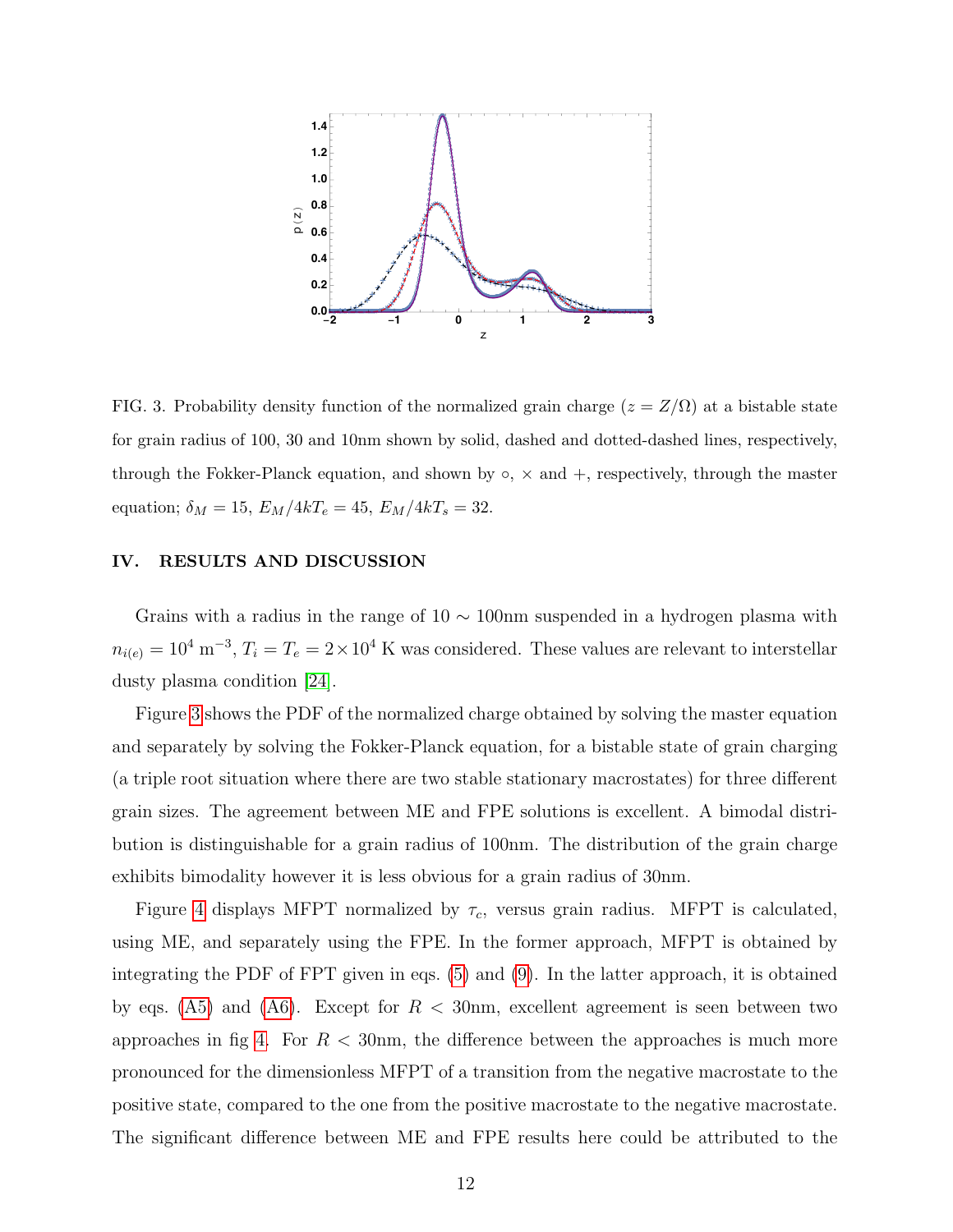FIG. 3. Probability density function of the normalized grain charge ($z = Z/\Omega$) at a bistable state for grain radius of 100, 30 and 10nm shown by solid, dashed and dotted-dashed lines, respectively, through the Fokker-Planck equation, and shown by $\circ$, $\times$ and $+$, respectively, through the master equation; $\delta_M = 15$, $E_M/4kT_e = 45$, $E_M/4kT_s = 32$.

## IV. RESULTS AND DISCUSSION

Grains with a radius in the range of $10 \sim 100$nm suspended in a hydrogen plasma with $n_{i(e)} = 10^4\ \mathrm{m}^{-3}$, $T_i = T_e = 2 \times 10^4$ K was considered. These values are relevant to interstellar dusty plasma condition [24].

Figure 3 shows the PDF of the normalized charge obtained by solving the master equation and separately by solving the Fokker-Planck equation, for a bistable state of grain charging (a triple root situation where there are two stable stationary macrostates) for three different grain sizes. The agreement between ME and FPE solutions is excellent. A bimodal distribution is distinguishable for a grain radius of 100nm. The distribution of the grain charge exhibits bimodality however it is less obvious for a grain radius of 30nm.

Figure 4 displays MFPT normalized by $\tau_c$, versus grain radius. MFPT is calculated, using ME, and separately using the FPE. In the former approach, MFPT is obtained by integrating the PDF of FPT given in eqs. (5) and (9). In the latter approach, it is obtained by eqs. (A5) and (A6). Except for $R < 30$nm, excellent agreement is seen between two approaches in fig 4. For $R < 30$nm, the difference between the approaches is much more pronounced for the dimensionless MFPT of a transition from the negative macrostate to the positive state, compared to the one from the positive macrostate to the negative macrostate. The significant difference between ME and FPE results here could be attributed to the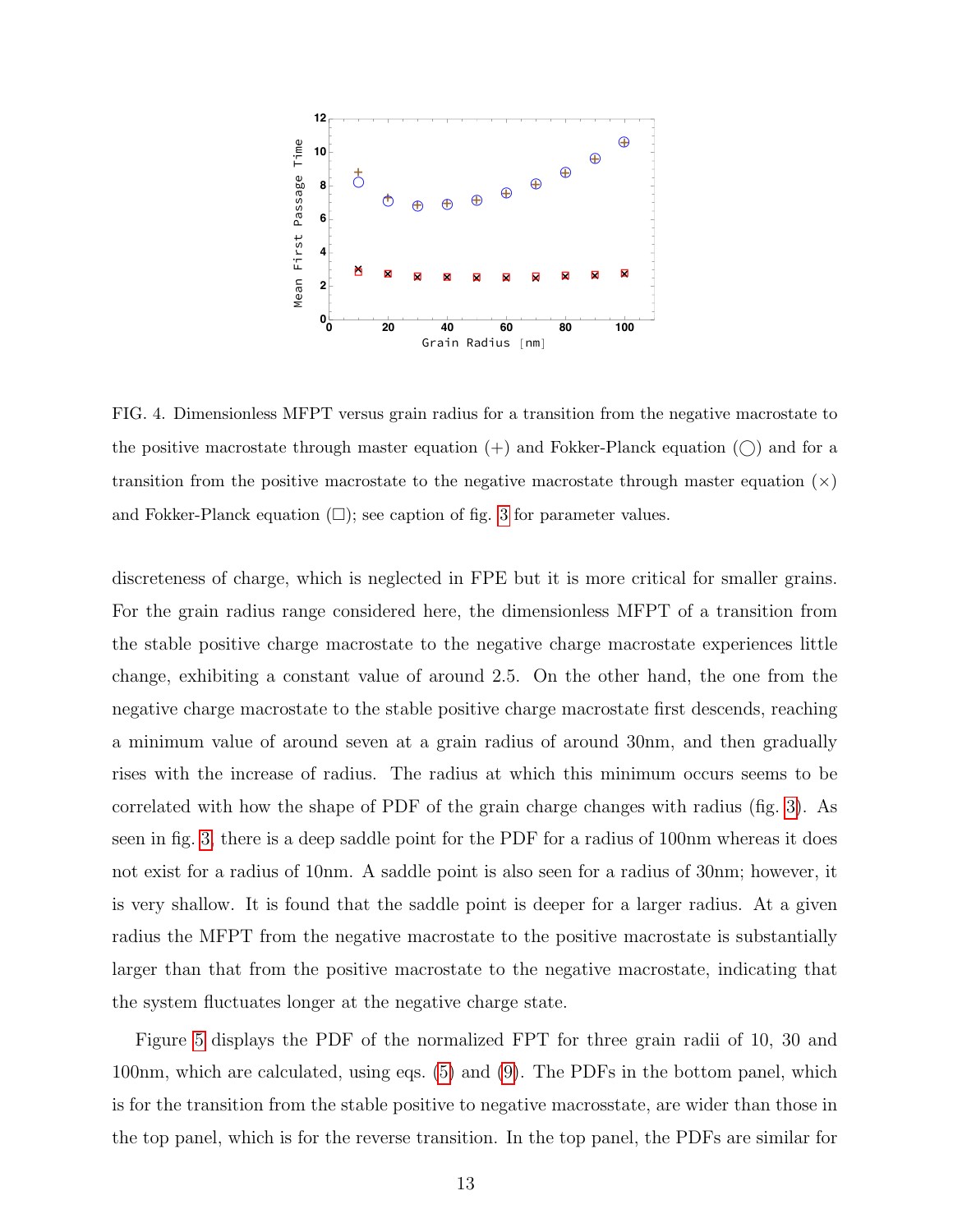FIG. 4. Dimensionless MFPT versus grain radius for a transition from the negative macrostate to the positive macrostate through master equation (+) and Fokker-Planck equation (◯) and for a transition from the positive macrostate to the negative macrostate through master equation (×) and Fokker-Planck equation (□); see caption of fig. 3 for parameter values.

discreteness of charge, which is neglected in FPE but it is more critical for smaller grains. For the grain radius range considered here, the dimensionless MFPT of a transition from the stable positive charge macrostate to the negative charge macrostate experiences little change, exhibiting a constant value of around 2.5. On the other hand, the one from the negative charge macrostate to the stable positive charge macrostate first descends, reaching a minimum value of around seven at a grain radius of around 30nm, and then gradually rises with the increase of radius. The radius at which this minimum occurs seems to be correlated with how the shape of PDF of the grain charge changes with radius (fig. 3). As seen in fig. 3, there is a deep saddle point for the PDF for a radius of 100nm whereas it does not exist for a radius of 10nm. A saddle point is also seen for a radius of 30nm; however, it is very shallow. It is found that the saddle point is deeper for a larger radius. At a given radius the MFPT from the negative macrostate to the positive macrostate is substantially larger than that from the positive macrostate to the negative macrostate, indicating that the system fluctuates longer at the negative charge state.

Figure 5 displays the PDF of the normalized FPT for three grain radii of 10, 30 and 100nm, which are calculated, using eqs. (5) and (9). The PDFs in the bottom panel, which is for the transition from the stable positive to negative macrosstate, are wider than those in the top panel, which is for the reverse transition. In the top panel, the PDFs are similar for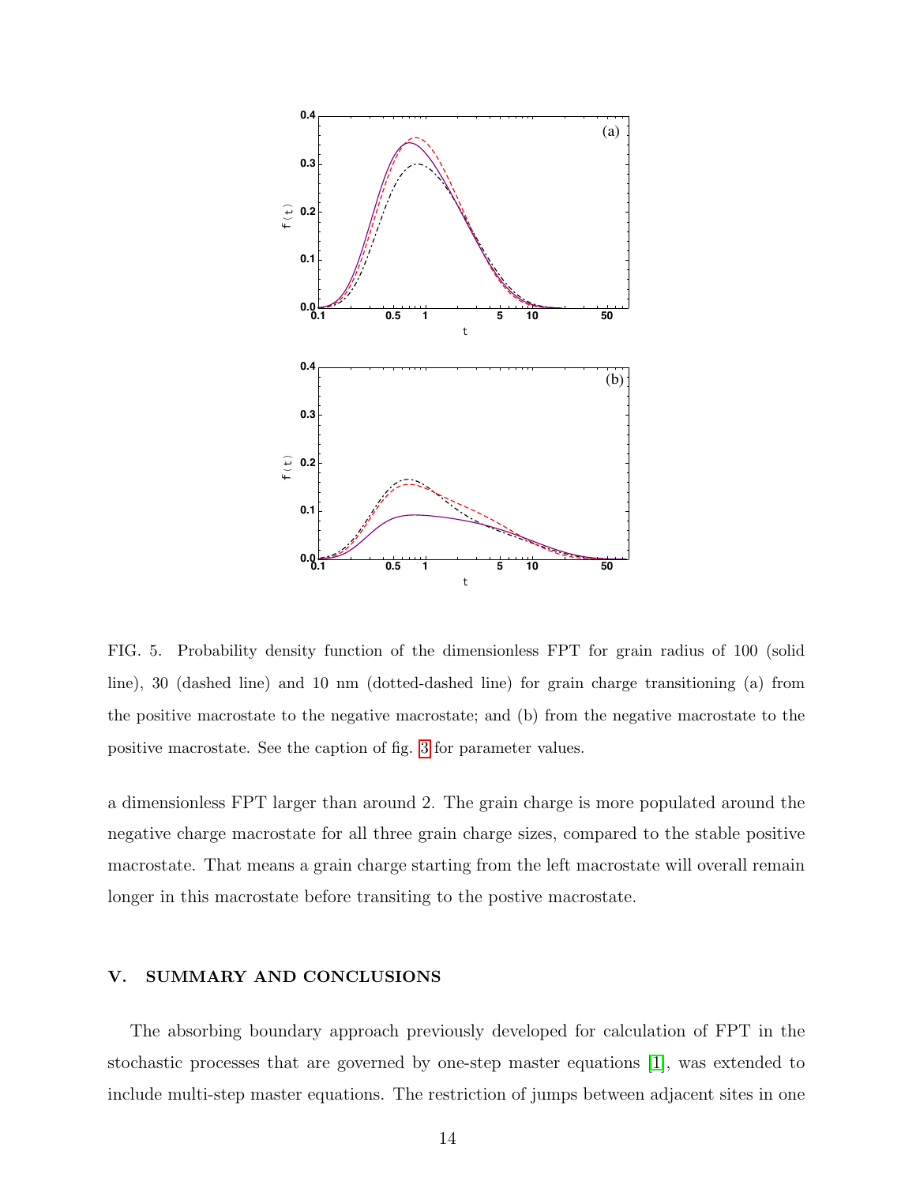FIG. 5. Probability density function of the dimensionless FPT for grain radius of 100 (solid line), 30 (dashed line) and 10 nm (dotted-dashed line) for grain charge transitioning (a) from the positive macrostate to the negative macrostate; and (b) from the negative macrostate to the positive macrostate. See the caption of fig. 3 for parameter values.

a dimensionless FPT larger than around 2. The grain charge is more populated around the negative charge macrostate for all three grain charge sizes, compared to the stable positive macrostate. That means a grain charge starting from the left macrostate will overall remain longer in this macrostate before transiting to the postive macrostate.

## V. SUMMARY AND CONCLUSIONS

The absorbing boundary approach previously developed for calculation of FPT in the stochastic processes that are governed by one-step master equations [1], was extended to include multi-step master equations. The restriction of jumps between adjacent sites in one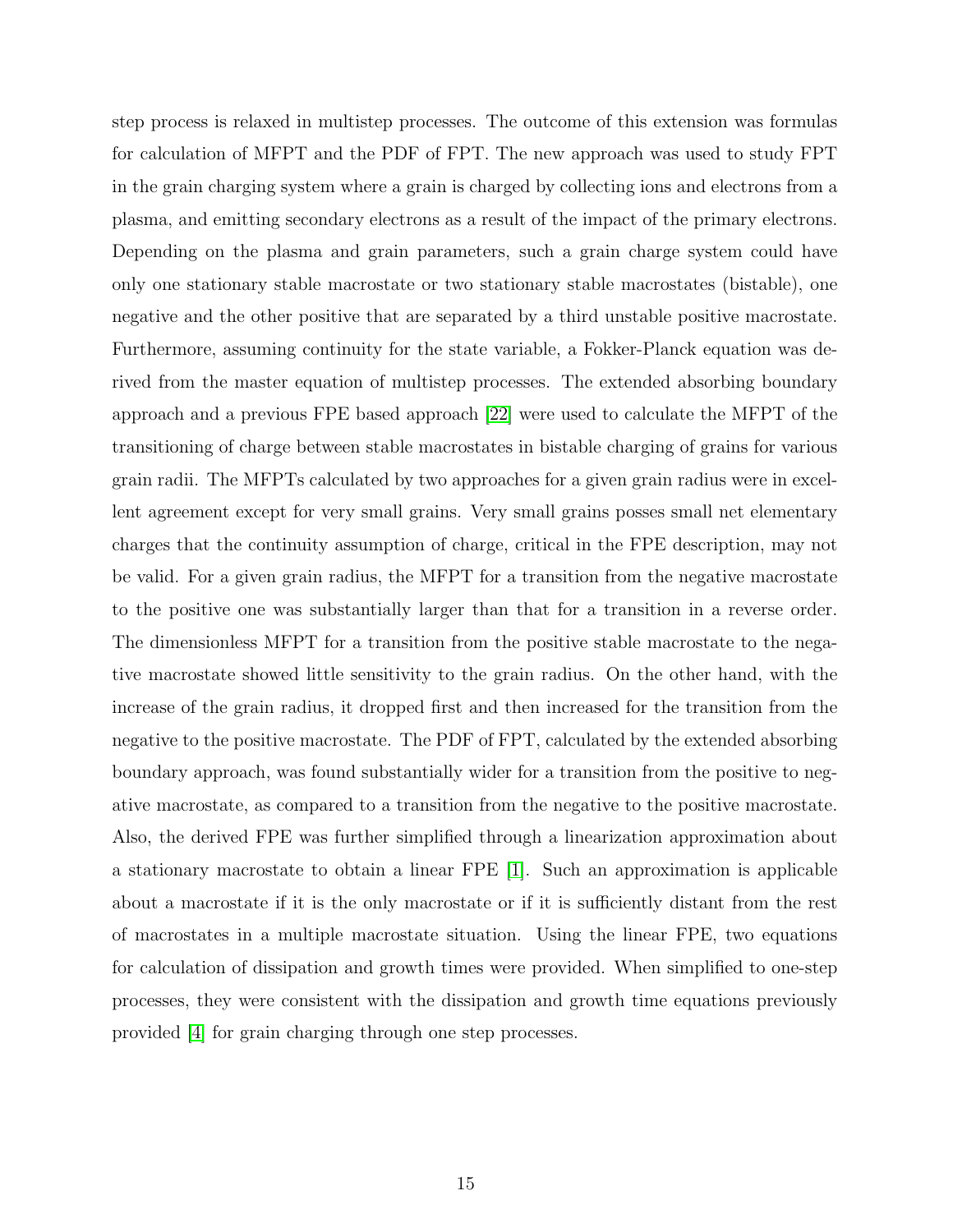step process is relaxed in multistep processes. The outcome of this extension was formulas for calculation of MFPT and the PDF of FPT. The new approach was used to study FPT in the grain charging system where a grain is charged by collecting ions and electrons from a plasma, and emitting secondary electrons as a result of the impact of the primary electrons. Depending on the plasma and grain parameters, such a grain charge system could have only one stationary stable macrostate or two stationary stable macrostates (bistable), one negative and the other positive that are separated by a third unstable positive macrostate. Furthermore, assuming continuity for the state variable, a Fokker-Planck equation was derived from the master equation of multistep processes. The extended absorbing boundary approach and a previous FPE based approach [22] were used to calculate the MFPT of the transitioning of charge between stable macrostates in bistable charging of grains for various grain radii. The MFPTs calculated by two approaches for a given grain radius were in excellent agreement except for very small grains. Very small grains posses small net elementary charges that the continuity assumption of charge, critical in the FPE description, may not be valid. For a given grain radius, the MFPT for a transition from the negative macrostate to the positive one was substantially larger than that for a transition in a reverse order. The dimensionless MFPT for a transition from the positive stable macrostate to the negative macrostate showed little sensitivity to the grain radius. On the other hand, with the increase of the grain radius, it dropped first and then increased for the transition from the negative to the positive macrostate. The PDF of FPT, calculated by the extended absorbing boundary approach, was found substantially wider for a transition from the positive to negative macrostate, as compared to a transition from the negative to the positive macrostate. Also, the derived FPE was further simplified through a linearization approximation about a stationary macrostate to obtain a linear FPE [1]. Such an approximation is applicable about a macrostate if it is the only macrostate or if it is sufficiently distant from the rest of macrostates in a multiple macrostate situation. Using the linear FPE, two equations for calculation of dissipation and growth times were provided. When simplified to one-step processes, they were consistent with the dissipation and growth time equations previously provided [4] for grain charging through one step processes.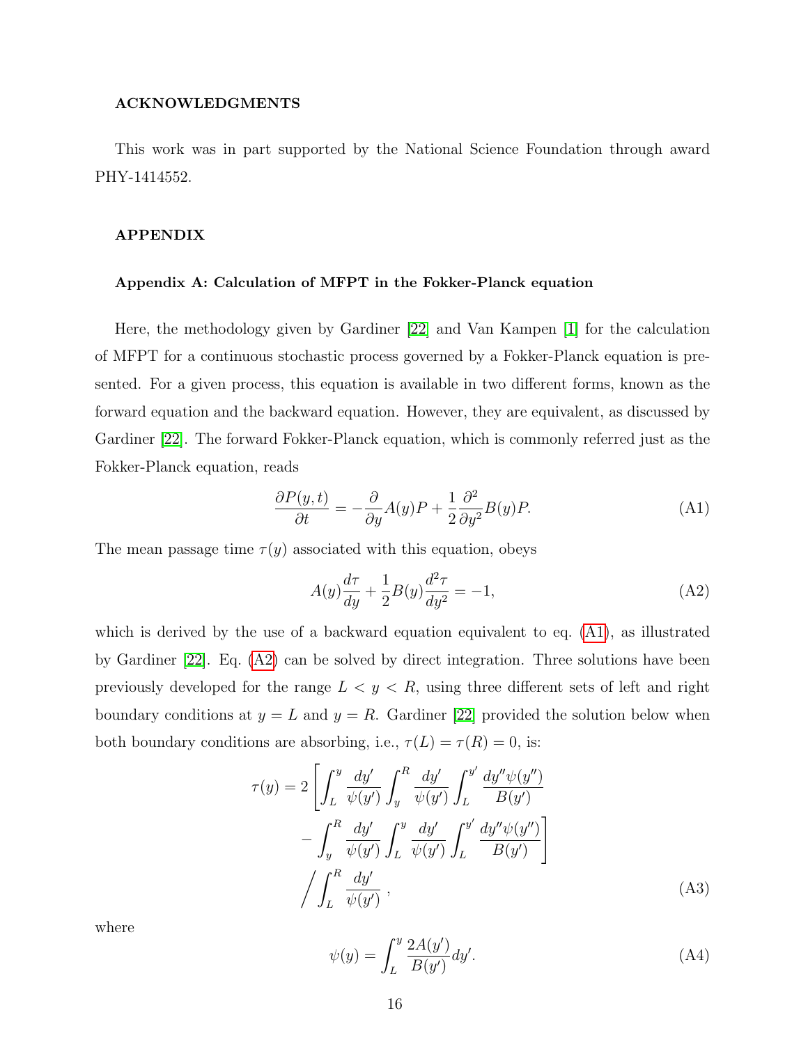### ACKNOWLEDGMENTS

This work was in part supported by the National Science Foundation through award PHY-1414552.

### APPENDIX

#### Appendix A: Calculation of MFPT in the Fokker-Planck equation

Here, the methodology given by Gardiner [22] and Van Kampen [1] for the calculation of MFPT for a continuous stochastic process governed by a Fokker-Planck equation is presented. For a given process, this equation is available in two different forms, known as the forward equation and the backward equation. However, they are equivalent, as discussed by Gardiner [22]. The forward Fokker-Planck equation, which is commonly referred just as the Fokker-Planck equation, reads

$$\frac{\partial P(y,t)}{\partial t} = -\frac{\partial}{\partial y}A(y)P + \frac{1}{2}\frac{\partial^2}{\partial y^2}B(y)P. \tag{A1}$$

The mean passage time $\tau(y)$ associated with this equation, obeys

$$A(y)\frac{d\tau}{dy} + \frac{1}{2}B(y)\frac{d^2\tau}{dy^2} = -1, \tag{A2}$$

which is derived by the use of a backward equation equivalent to eq. (A1), as illustrated by Gardiner [22]. Eq. (A2) can be solved by direct integration. Three solutions have been previously developed for the range $L < y < R$, using three different sets of left and right boundary conditions at $y = L$ and $y = R$. Gardiner [22] provided the solution below when both boundary conditions are absorbing, i.e., $\tau(L) = \tau(R) = 0$, is:

$$\tau(y) = 2\left[\int_L^y \frac{dy'}{\psi(y')}\int_y^R \frac{dy'}{\psi(y')}\int_L^{y'} \frac{dy''\psi(y'')}{B(y')} - \int_y^R \frac{dy'}{\psi(y')}\int_L^y \frac{dy'}{\psi(y')}\int_L^{y'} \frac{dy''\psi(y'')}{B(y')}\right] \Bigg/ \int_L^R \frac{dy'}{\psi(y')}\,, \tag{A3}$$

where

$$\psi(y) = \int_L^y \frac{2A(y')}{B(y')}dy'. \tag{A4}$$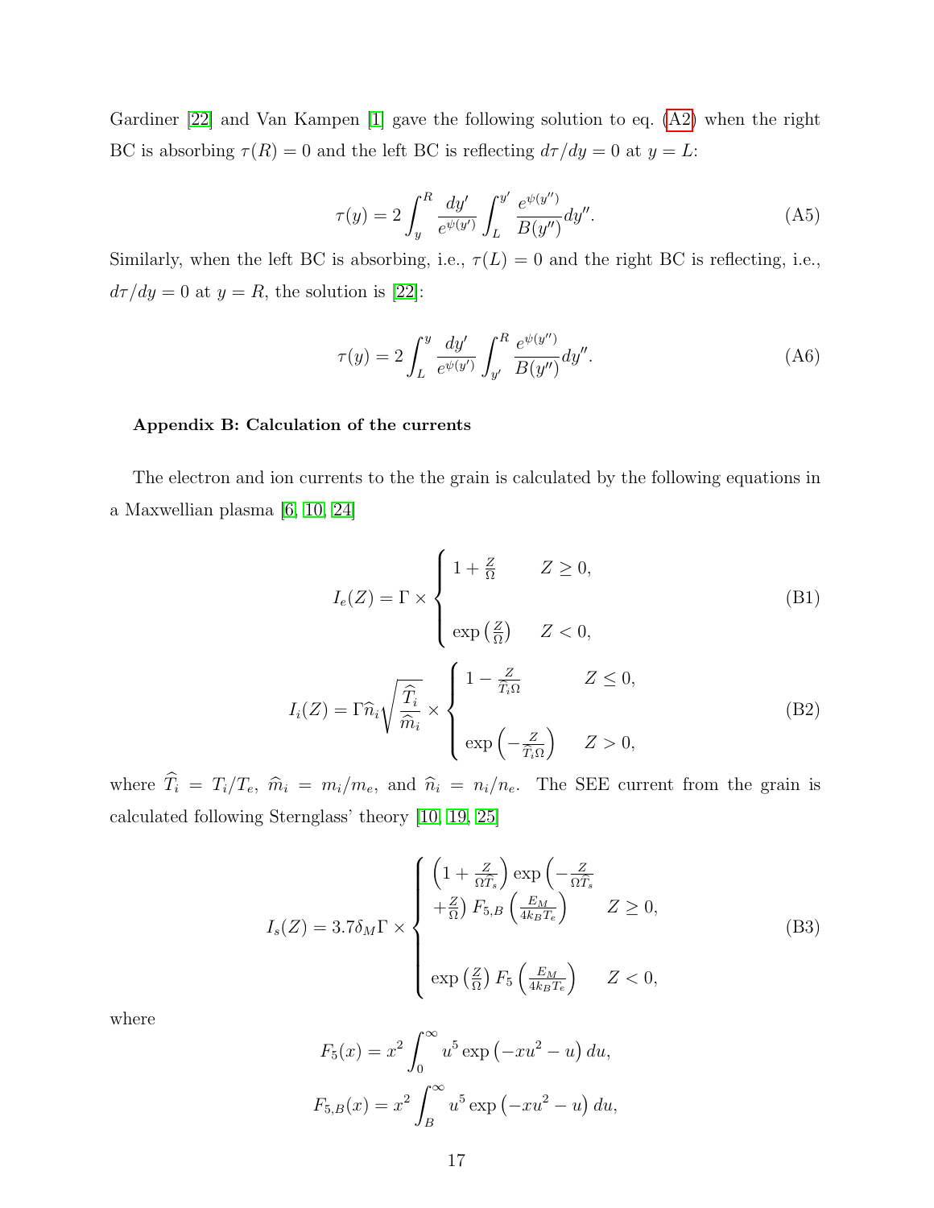Gardiner [22] and Van Kampen [1] gave the following solution to eq. (A2) when the right BC is absorbing $\tau(R) = 0$ and the left BC is reflecting $d\tau/dy = 0$ at $y = L$:

$$
\tau(y) = 2\int_y^R \frac{dy'}{e^{\psi(y')}} \int_L^{y'} \frac{e^{\psi(y'')}}{B(y'')} dy''. \tag{A5}
$$

Similarly, when the left BC is absorbing, i.e., $\tau(L) = 0$ and the right BC is reflecting, i.e., $d\tau/dy = 0$ at $y = R$, the solution is [22]:

$$
\tau(y) = 2\int_L^y \frac{dy'}{e^{\psi(y')}} \int_{y'}^R \frac{e^{\psi(y'')}}{B(y'')} dy''. \tag{A6}
$$

**Appendix B: Calculation of the currents**

The electron and ion currents to the the grain is calculated by the following equations in a Maxwellian plasma [6, 10, 24]

$$
I_e(Z) = \Gamma \times \begin{cases} 1 + \frac{Z}{\Omega} & Z \geq 0, \\ \\ \exp\left(\frac{Z}{\Omega}\right) & Z < 0, \end{cases} \tag{B1}
$$

$$
I_i(Z) = \Gamma \widehat{n}_i \sqrt{\frac{\widehat{T}_i}{\widehat{m}_i}} \times \begin{cases} 1 - \frac{Z}{\widehat{T}_i \Omega} & Z \leq 0, \\ \\ \exp\left(-\frac{Z}{\widehat{T}_i \Omega}\right) & Z > 0, \end{cases} \tag{B2}
$$

where $\widehat{T}_i = T_i/T_e$, $\widehat{m}_i = m_i/m_e$, and $\widehat{n}_i = n_i/n_e$. The SEE current from the grain is calculated following Sternglass' theory [10, 19, 25]

$$
I_s(Z) = 3.7\delta_M \Gamma \times \begin{cases} \left(1 + \frac{Z}{\Omega \widehat{T}_s}\right) \exp\left(-\frac{Z}{\Omega \widehat{T}_s}\right. \\ \left. + \frac{Z}{\Omega}\right) F_{5,B}\left(\frac{E_M}{4k_B T_e}\right) & Z \geq 0, \\ \\ \exp\left(\frac{Z}{\Omega}\right) F_5\left(\frac{E_M}{4k_B T_e}\right) & Z < 0, \end{cases} \tag{B3}
$$

where

$$
F_5(x) = x^2 \int_0^\infty u^5 \exp\left(-xu^2 - u\right) du,
$$

$$
F_{5,B}(x) = x^2 \int_B^\infty u^5 \exp\left(-xu^2 - u\right) du,
$$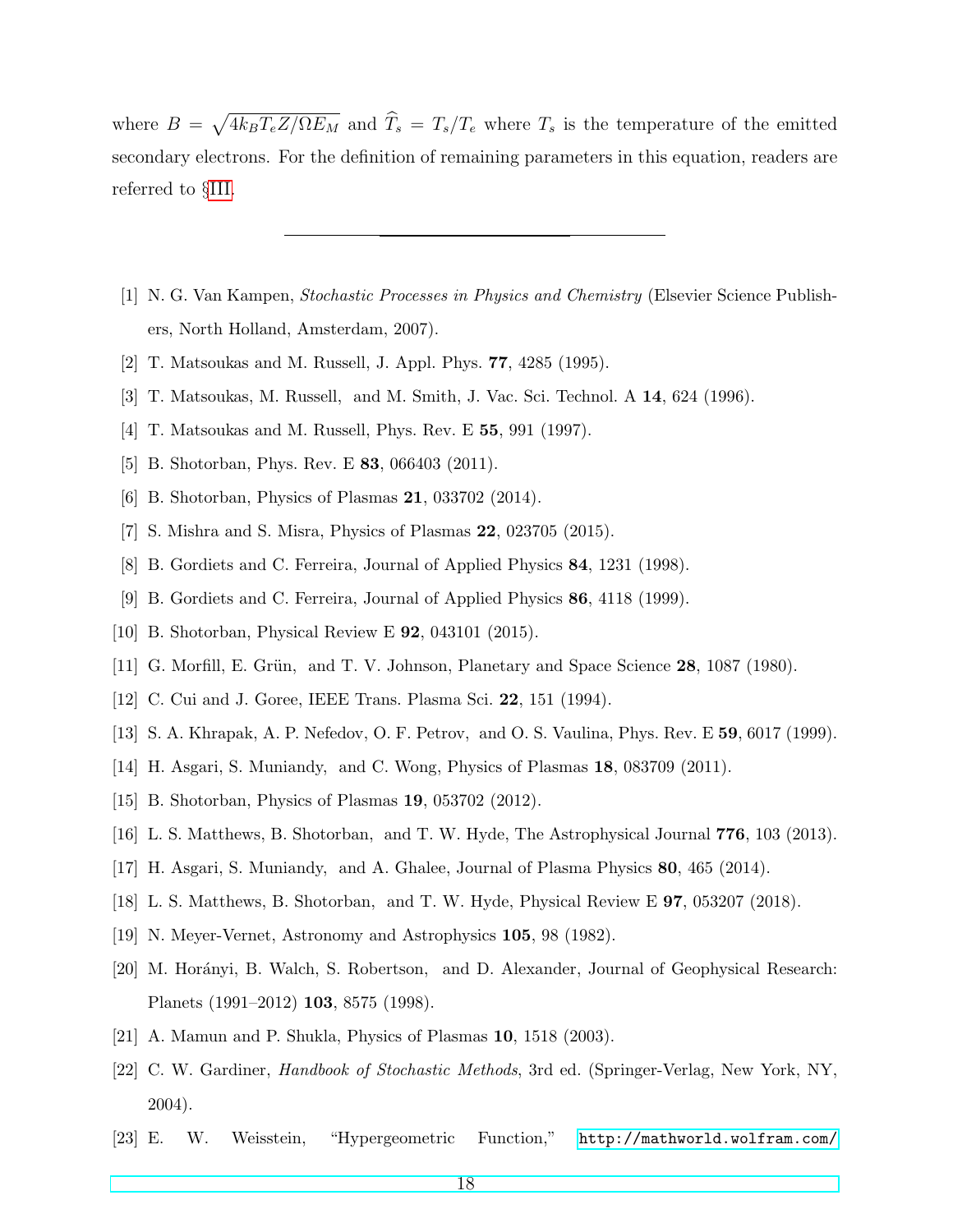where $B = \sqrt{4k_BT_eZ/\Omega E_M}$ and $\widehat{T}_s = T_s/T_e$ where $T_s$ is the temperature of the emitted secondary electrons. For the definition of remaining parameters in this equation, readers are referred to §III.

---

[1] N. G. Van Kampen, *Stochastic Processes in Physics and Chemistry* (Elsevier Science Publishers, North Holland, Amsterdam, 2007).

[2] T. Matsoukas and M. Russell, J. Appl. Phys. **77**, 4285 (1995).

[3] T. Matsoukas, M. Russell, and M. Smith, J. Vac. Sci. Technol. A **14**, 624 (1996).

[4] T. Matsoukas and M. Russell, Phys. Rev. E **55**, 991 (1997).

[5] B. Shotorban, Phys. Rev. E **83**, 066403 (2011).

[6] B. Shotorban, Physics of Plasmas **21**, 033702 (2014).

[7] S. Mishra and S. Misra, Physics of Plasmas **22**, 023705 (2015).

[8] B. Gordiets and C. Ferreira, Journal of Applied Physics **84**, 1231 (1998).

[9] B. Gordiets and C. Ferreira, Journal of Applied Physics **86**, 4118 (1999).

[10] B. Shotorban, Physical Review E **92**, 043101 (2015).

[11] G. Morfill, E. Grün, and T. V. Johnson, Planetary and Space Science **28**, 1087 (1980).

[12] C. Cui and J. Goree, IEEE Trans. Plasma Sci. **22**, 151 (1994).

[13] S. A. Khrapak, A. P. Nefedov, O. F. Petrov, and O. S. Vaulina, Phys. Rev. E **59**, 6017 (1999).

[14] H. Asgari, S. Muniandy, and C. Wong, Physics of Plasmas **18**, 083709 (2011).

[15] B. Shotorban, Physics of Plasmas **19**, 053702 (2012).

[16] L. S. Matthews, B. Shotorban, and T. W. Hyde, The Astrophysical Journal **776**, 103 (2013).

[17] H. Asgari, S. Muniandy, and A. Ghalee, Journal of Plasma Physics **80**, 465 (2014).

[18] L. S. Matthews, B. Shotorban, and T. W. Hyde, Physical Review E **97**, 053207 (2018).

[19] N. Meyer-Vernet, Astronomy and Astrophysics **105**, 98 (1982).

[20] M. Horányi, B. Walch, S. Robertson, and D. Alexander, Journal of Geophysical Research: Planets (1991–2012) **103**, 8575 (1998).

[21] A. Mamun and P. Shukla, Physics of Plasmas **10**, 1518 (2003).

[22] C. W. Gardiner, *Handbook of Stochastic Methods*, 3rd ed. (Springer-Verlag, New York, NY, 2004).

[23] E. W. Weisstein, "Hypergeometric Function," http://mathworld.wolfram.com/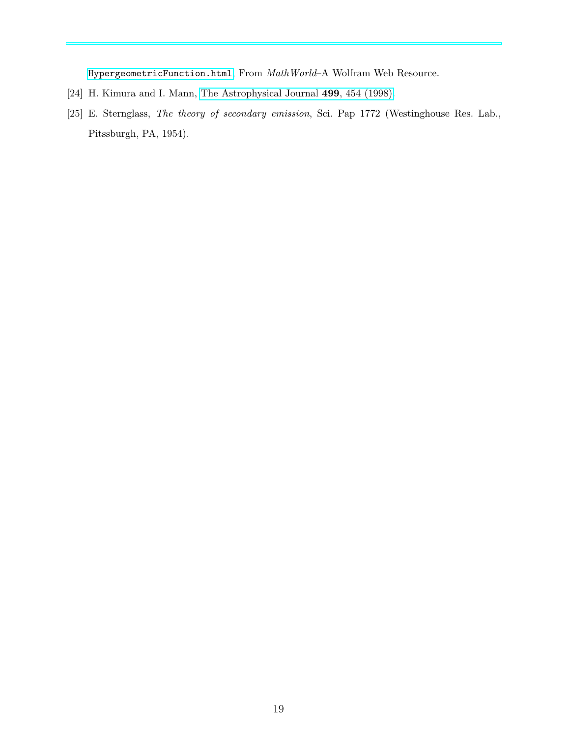HypergeometricFunction.html. From *MathWorld*–A Wolfram Web Resource.

[24] H. Kimura and I. Mann, The Astrophysical Journal **499**, 454 (1998).

[25] E. Sternglass, *The theory of secondary emission*, Sci. Pap 1772 (Westinghouse Res. Lab., Pitssburgh, PA, 1954).